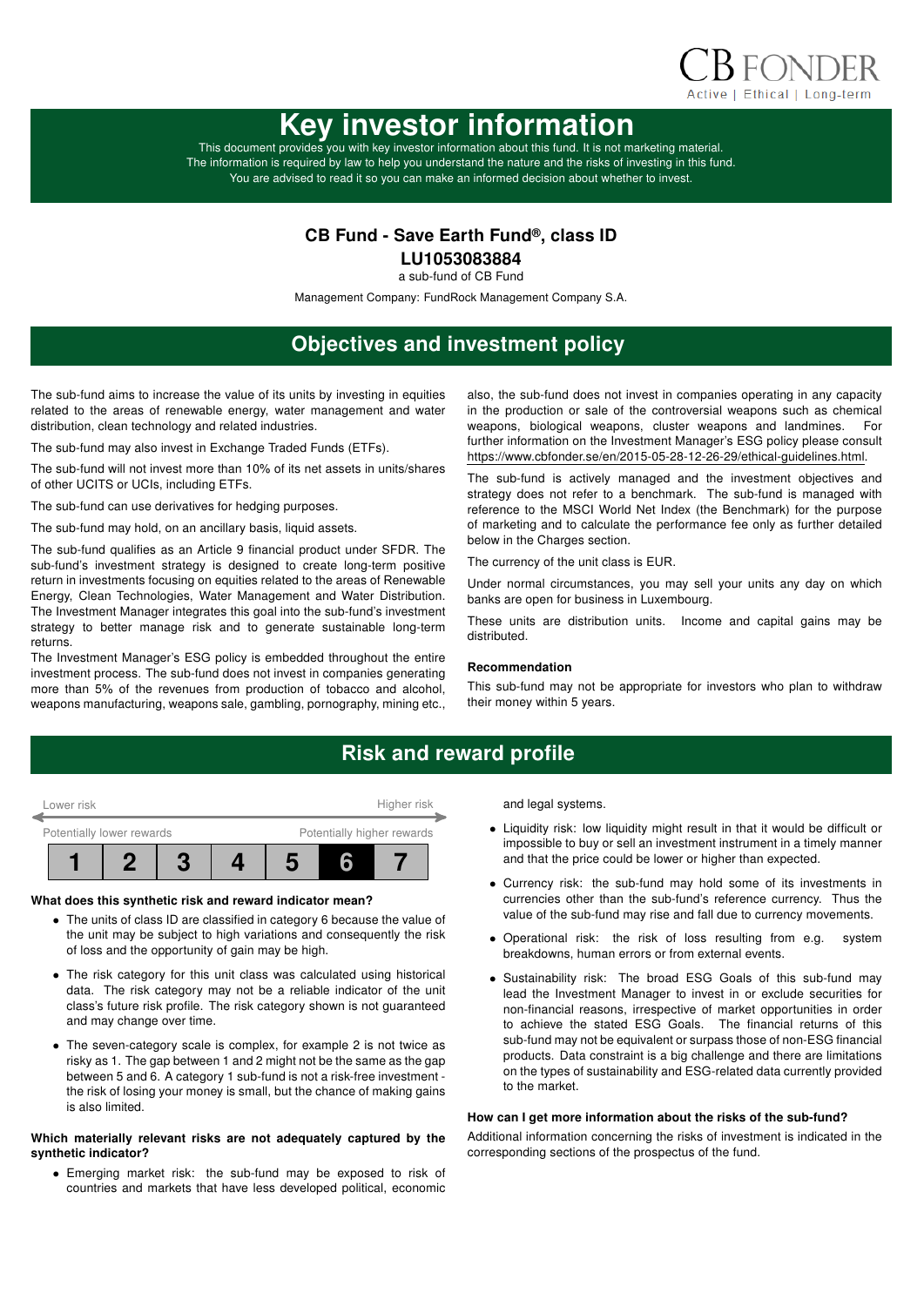CB FONDER
Active | Ethical | Long-term

# Key investor information

This document provides you with key investor information about this fund. It is not marketing material. The information is required by law to help you understand the nature and the risks of investing in this fund. You are advised to read it so you can make an informed decision about whether to invest.

**CB Fund - Save Earth Fund®, class ID**
**LU1053083884**
a sub-fund of CB Fund

Management Company: FundRock Management Company S.A.

## Objectives and investment policy

The sub-fund aims to increase the value of its units by investing in equities related to the areas of renewable energy, water management and water distribution, clean technology and related industries.

The sub-fund may also invest in Exchange Traded Funds (ETFs).

The sub-fund will not invest more than 10% of its net assets in units/shares of other UCITS or UCIs, including ETFs.

The sub-fund can use derivatives for hedging purposes.

The sub-fund may hold, on an ancillary basis, liquid assets.

The sub-fund qualifies as an Article 9 financial product under SFDR. The sub-fund's investment strategy is designed to create long-term positive return in investments focusing on equities related to the areas of Renewable Energy, Clean Technologies, Water Management and Water Distribution. The Investment Manager integrates this goal into the sub-fund's investment strategy to better manage risk and to generate sustainable long-term returns.

The Investment Manager's ESG policy is embedded throughout the entire investment process. The sub-fund does not invest in companies generating more than 5% of the revenues from production of tobacco and alcohol, weapons manufacturing, weapons sale, gambling, pornography, mining etc., also, the sub-fund does not invest in companies operating in any capacity in the production or sale of the controversial weapons such as chemical weapons, biological weapons, cluster weapons and landmines. For further information on the Investment Manager's ESG policy please consult https://www.cbfonder.se/en/2015-05-28-12-26-29/ethical-guidelines.html.

The sub-fund is actively managed and the investment objectives and strategy does not refer to a benchmark. The sub-fund is managed with reference to the MSCI World Net Index (the Benchmark) for the purpose of marketing and to calculate the performance fee only as further detailed below in the Charges section.

The currency of the unit class is EUR.

Under normal circumstances, you may sell your units any day on which banks are open for business in Luxembourg.

These units are distribution units. Income and capital gains may be distributed.

**Recommendation**

This sub-fund may not be appropriate for investors who plan to withdraw their money within 5 years.

## Risk and reward profile

Lower risk — Higher risk

Potentially lower rewards — Potentially higher rewards

| 1 | 2 | 3 | 4 | 5 | **6** | 7 |
|---|---|---|---|---|---|---|

**What does this synthetic risk and reward indicator mean?**

- The units of class ID are classified in category 6 because the value of the unit may be subject to high variations and consequently the risk of loss and the opportunity of gain may be high.
- The risk category for this unit class was calculated using historical data. The risk category may not be a reliable indicator of the unit class's future risk profile. The risk category shown is not guaranteed and may change over time.
- The seven-category scale is complex, for example 2 is not twice as risky as 1. The gap between 1 and 2 might not be the same as the gap between 5 and 6. A category 1 sub-fund is not a risk-free investment - the risk of losing your money is small, but the chance of making gains is also limited.

**Which materially relevant risks are not adequately captured by the synthetic indicator?**

- Emerging market risk: the sub-fund may be exposed to risk of countries and markets that have less developed political, economic and legal systems.
- Liquidity risk: low liquidity might result in that it would be difficult or impossible to buy or sell an investment instrument in a timely manner and that the price could be lower or higher than expected.
- Currency risk: the sub-fund may hold some of its investments in currencies other than the sub-fund's reference currency. Thus the value of the sub-fund may rise and fall due to currency movements.
- Operational risk: the risk of loss resulting from e.g. system breakdowns, human errors or from external events.
- Sustainability risk: The broad ESG Goals of this sub-fund may lead the Investment Manager to invest in or exclude securities for non-financial reasons, irrespective of market opportunities in order to achieve the stated ESG Goals. The financial returns of this sub-fund may not be equivalent or surpass those of non-ESG financial products. Data constraint is a big challenge and there are limitations on the types of sustainability and ESG-related data currently provided to the market.

**How can I get more information about the risks of the sub-fund?**

Additional information concerning the risks of investment is indicated in the corresponding sections of the prospectus of the fund.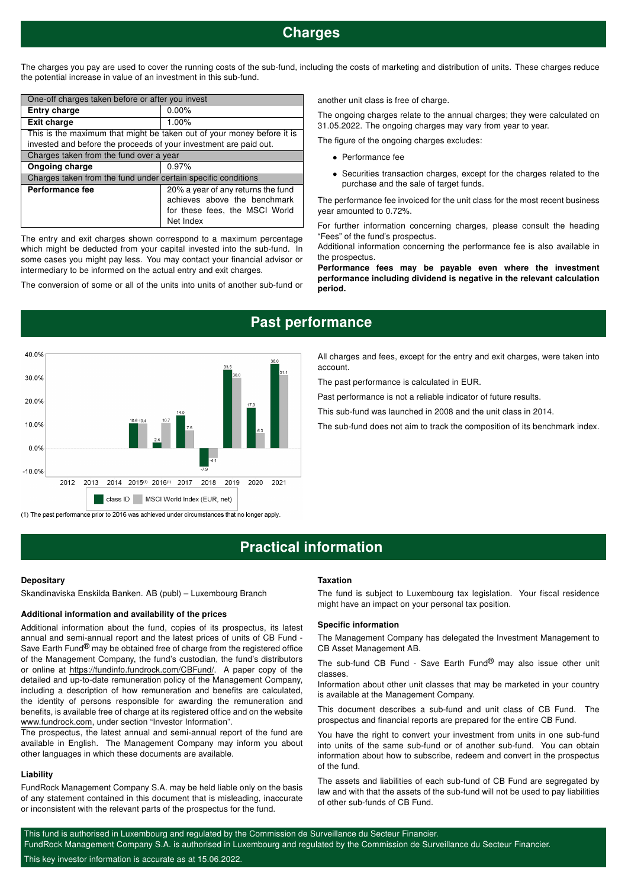## Charges

The charges you pay are used to cover the running costs of the sub-fund, including the costs of marketing and distribution of units. These charges reduce the potential increase in value of an investment in this sub-fund.

| One-off charges taken before or after you invest | |
|---|---|
| **Entry charge** | 0.00% |
| **Exit charge** | 1.00% |
| This is the maximum that might be taken out of your money before it is invested and before the proceeds of your investment are paid out. | |
| Charges taken from the fund over a year | |
| **Ongoing charge** | 0.97% |
| Charges taken from the fund under certain specific conditions | |
| **Performance fee** | 20% a year of any returns the fund achieves above the benchmark for these fees, the MSCI World Net Index |

The entry and exit charges shown correspond to a maximum percentage which might be deducted from your capital invested into the sub-fund. In some cases you might pay less. You may contact your financial advisor or intermediary to be informed on the actual entry and exit charges.

The conversion of some or all of the units into units of another sub-fund or another unit class is free of charge.

The ongoing charges relate to the annual charges; they were calculated on 31.05.2022. The ongoing charges may vary from year to year.

The figure of the ongoing charges excludes:

- Performance fee
- Securities transaction charges, except for the charges related to the purchase and the sale of target funds.

The performance fee invoiced for the unit class for the most recent business year amounted to 0.72%.

For further information concerning charges, please consult the heading "Fees" of the fund's prospectus.
Additional information concerning the performance fee is also available in the prospectus.
**Performance fees may be payable even where the investment performance including dividend is negative in the relevant calculation period.**

## Past performance

40.0%
30.0%
20.0%
10.0%
0.0%
-10.0%

2012 2013 2014 2015(1) 2016(1) 2017 2018 2019 2020 2021

10.6 10.4
2.4 10.7
14.0 7.5
-7.9 -4.1
33.5 30.0
17.3 6.3
36.0 31.1

class ID — MSCI World Index (EUR, net)

(1) The past performance prior to 2016 was achieved under circumstances that no longer apply.

All charges and fees, except for the entry and exit charges, were taken into account.

The past performance is calculated in EUR.

Past performance is not a reliable indicator of future results.

This sub-fund was launched in 2008 and the unit class in 2014.

The sub-fund does not aim to track the composition of its benchmark index.

## Practical information

### Depositary

Skandinaviska Enskilda Banken. AB (publ) – Luxembourg Branch

### Additional information and availability of the prices

Additional information about the fund, copies of its prospectus, its latest annual and semi-annual report and the latest prices of units of CB Fund - Save Earth Fund® may be obtained free of charge from the registered office of the Management Company, the fund's custodian, the fund's distributors or online at https://fundinfo.fundrock.com/CBFund/. A paper copy of the detailed and up-to-date remuneration policy of the Management Company, including a description of how remuneration and benefits are calculated, the identity of persons responsible for awarding the remuneration and benefits, is available free of charge at its registered office and on the website www.fundrock.com, under section "Investor Information".
The prospectus, the latest annual and semi-annual report of the fund are available in English. The Management Company may inform you about other languages in which these documents are available.

### Liability

FundRock Management Company S.A. may be held liable only on the basis of any statement contained in this document that is misleading, inaccurate or inconsistent with the relevant parts of the prospectus for the fund.

### Taxation

The fund is subject to Luxembourg tax legislation. Your fiscal residence might have an impact on your personal tax position.

### Specific information

The Management Company has delegated the Investment Management to CB Asset Management AB.

The sub-fund CB Fund - Save Earth Fund® may also issue other unit classes.
Information about other unit classes that may be marketed in your country is available at the Management Company.

This document describes a sub-fund and unit class of CB Fund. The prospectus and financial reports are prepared for the entire CB Fund.

You have the right to convert your investment from units in one sub-fund into units of the same sub-fund or of another sub-fund. You can obtain information about how to subscribe, redeem and convert in the prospectus of the fund.

The assets and liabilities of each sub-fund of CB Fund are segregated by law and with that the assets of the sub-fund will not be used to pay liabilities of other sub-funds of CB Fund.

This fund is authorised in Luxembourg and regulated by the Commission de Surveillance du Secteur Financier.
FundRock Management Company S.A. is authorised in Luxembourg and regulated by the Commission de Surveillance du Secteur Financier.

This key investor information is accurate as at 15.06.2022.